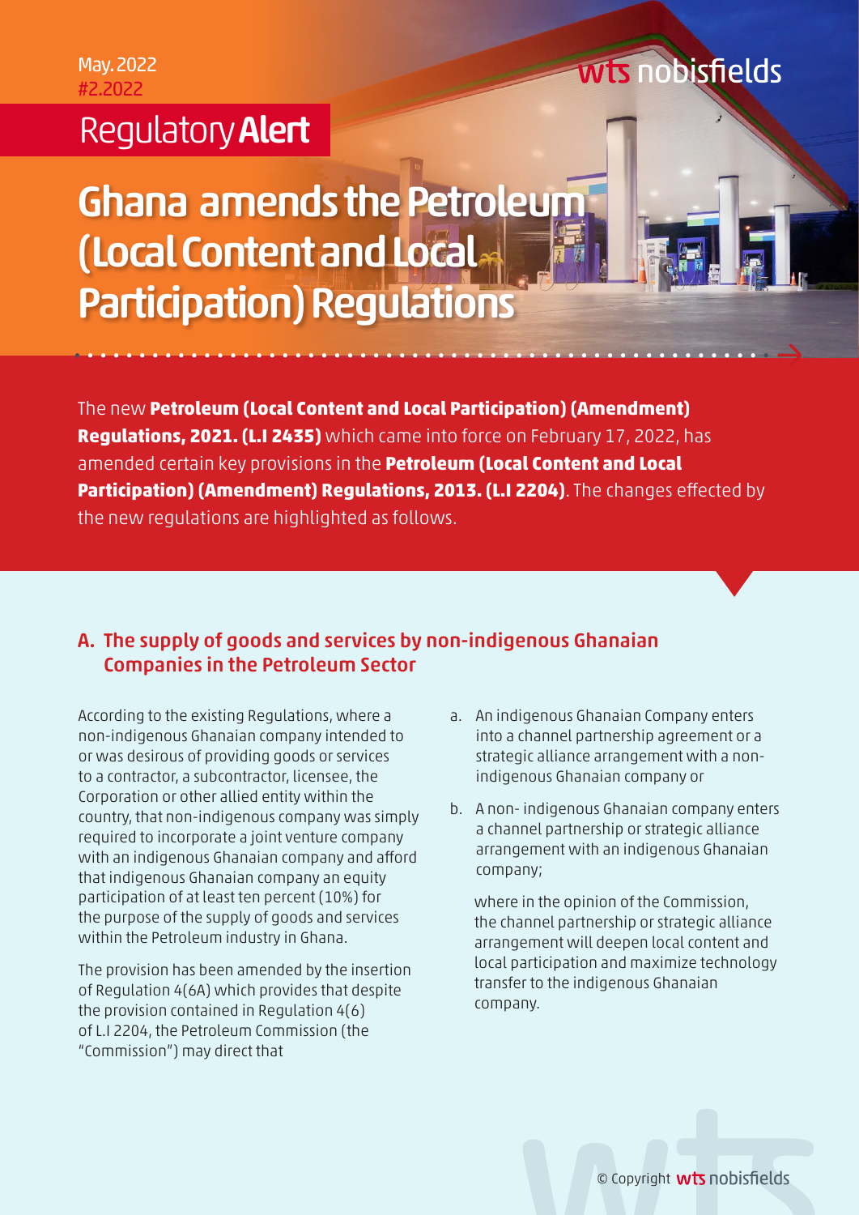May. 2022
#2.2022

wts nobisfields

Regulatory **Alert**

# Ghana amends the Petroleum (Local Content and Local Participation) Regulations

The new **Petroleum (Local Content and Local Participation) (Amendment) Regulations, 2021. (L.I 2435)** which came into force on February 17, 2022, has amended certain key provisions in the **Petroleum (Local Content and Local Participation) (Amendment) Regulations, 2013. (L.I 2204)**. The changes effected by the new regulations are highlighted as follows.

## A. The supply of goods and services by non-indigenous Ghanaian Companies in the Petroleum Sector

According to the existing Regulations, where a non-indigenous Ghanaian company intended to or was desirous of providing goods or services to a contractor, a subcontractor, licensee, the Corporation or other allied entity within the country, that non-indigenous company was simply required to incorporate a joint venture company with an indigenous Ghanaian company and afford that indigenous Ghanaian company an equity participation of at least ten percent (10%) for the purpose of the supply of goods and services within the Petroleum industry in Ghana.

The provision has been amended by the insertion of Regulation 4(6A) which provides that despite the provision contained in Regulation 4(6) of L.I 2204, the Petroleum Commission (the "Commission") may direct that

a. An indigenous Ghanaian Company enters into a channel partnership agreement or a strategic alliance arrangement with a non-indigenous Ghanaian company or

b. A non- indigenous Ghanaian company enters a channel partnership or strategic alliance arrangement with an indigenous Ghanaian company;

where in the opinion of the Commission, the channel partnership or strategic alliance arrangement will deepen local content and local participation and maximize technology transfer to the indigenous Ghanaian company.

© Copyright wts nobisfields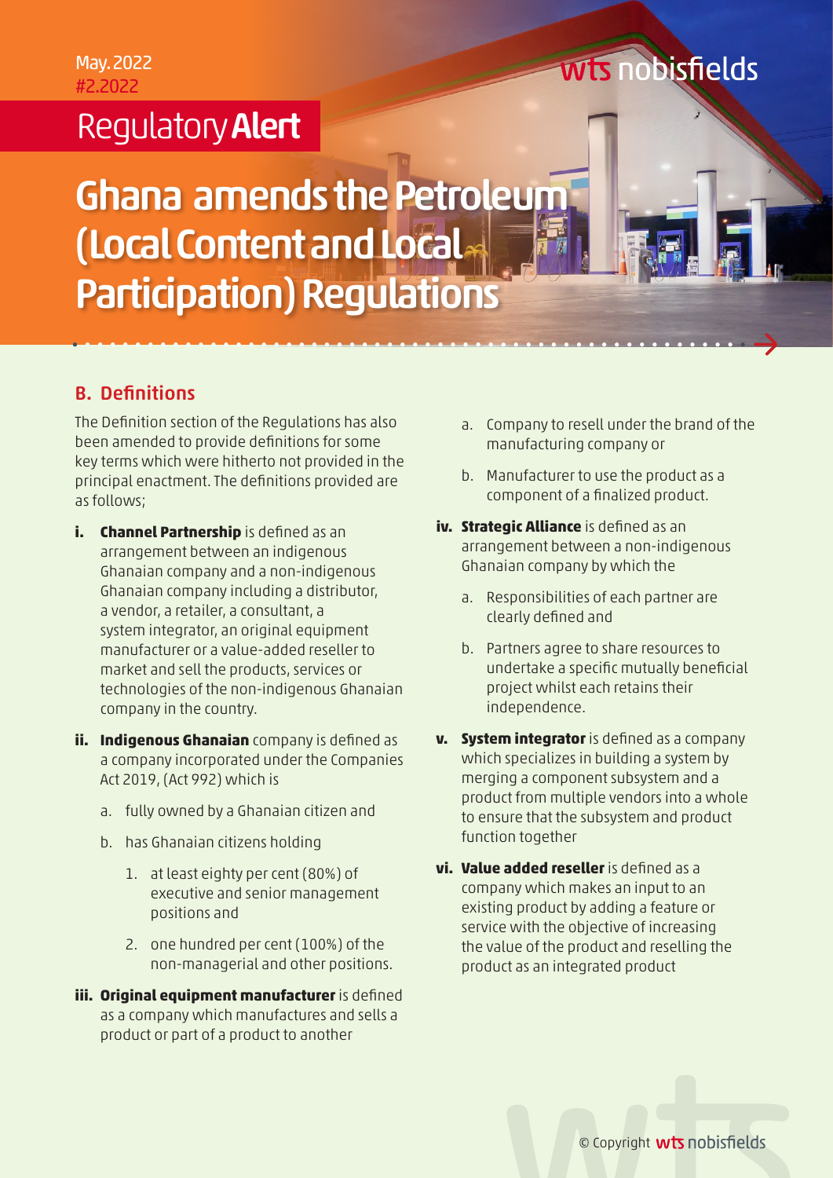May. 2022
#2.2022

Regulatory **Alert**

# Ghana amends the Petroleum (Local Content and Local Participation) Regulations

## B. Definitions

The Definition section of the Regulations has also been amended to provide definitions for some key terms which were hitherto not provided in the principal enactment. The definitions provided are as follows;

- **i. Channel Partnership** is defined as an arrangement between an indigenous Ghanaian company and a non-indigenous Ghanaian company including a distributor, a vendor, a retailer, a consultant, a system integrator, an original equipment manufacturer or a value-added reseller to market and sell the products, services or technologies of the non-indigenous Ghanaian company in the country.

- **ii. Indigenous Ghanaian** company is defined as a company incorporated under the Companies Act 2019, (Act 992) which is
  - a. fully owned by a Ghanaian citizen and
  - b. has Ghanaian citizens holding
    1. at least eighty per cent (80%) of executive and senior management positions and
    2. one hundred per cent (100%) of the non-managerial and other positions.

- **iii. Original equipment manufacturer** is defined as a company which manufactures and sells a product or part of a product to another
  - a. Company to resell under the brand of the manufacturing company or
  - b. Manufacturer to use the product as a component of a finalized product.

- **iv. Strategic Alliance** is defined as an arrangement between a non-indigenous Ghanaian company by which the
  - a. Responsibilities of each partner are clearly defined and
  - b. Partners agree to share resources to undertake a specific mutually beneficial project whilst each retains their independence.

- **v. System integrator** is defined as a company which specializes in building a system by merging a component subsystem and a product from multiple vendors into a whole to ensure that the subsystem and product function together

- **vi. Value added reseller** is defined as a company which makes an input to an existing product by adding a feature or service with the objective of increasing the value of the product and reselling the product as an integrated product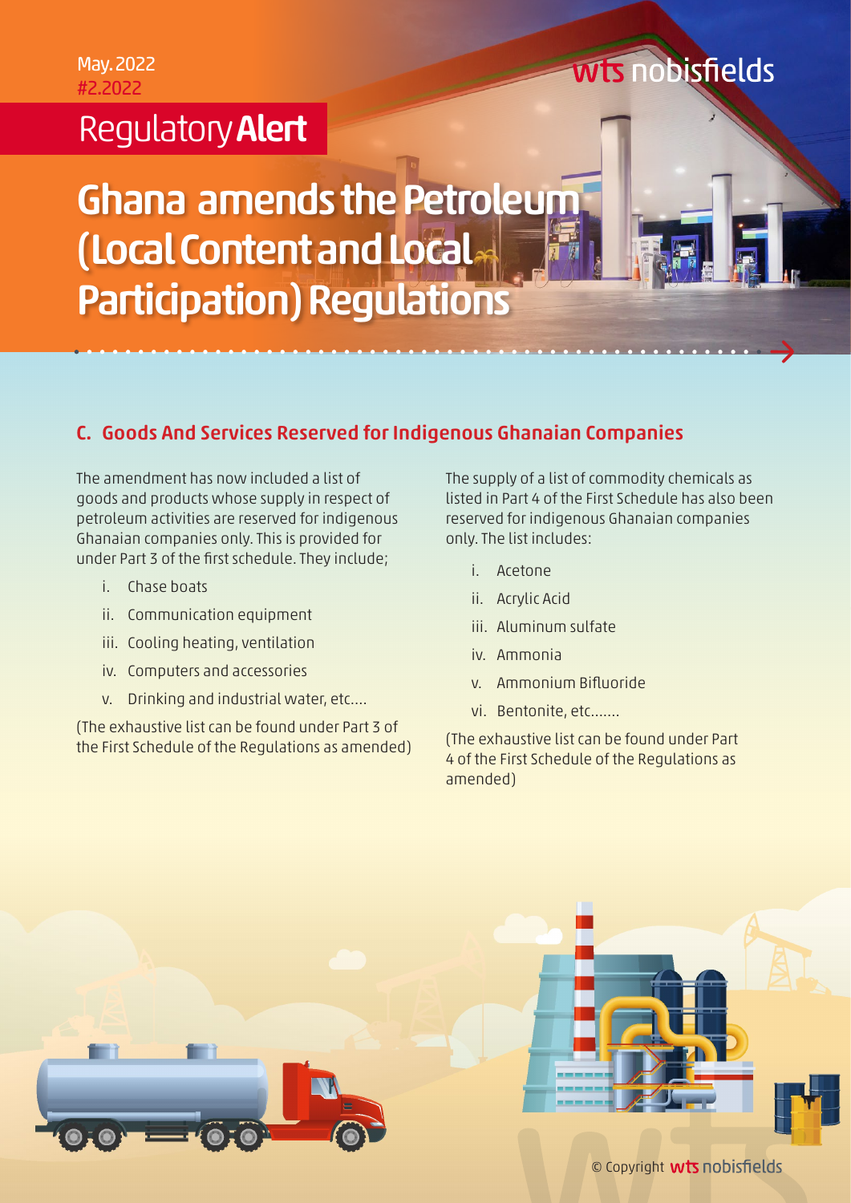# Ghana amends the Petroleum (Local Content and Local Participation) Regulations

## C. Goods And Services Reserved for Indigenous Ghanaian Companies

The amendment has now included a list of goods and products whose supply in respect of petroleum activities are reserved for indigenous Ghanaian companies only. This is provided for under Part 3 of the first schedule. They include;

i. Chase boats
ii. Communication equipment
iii. Cooling heating, ventilation
iv. Computers and accessories
v. Drinking and industrial water, etc....

(The exhaustive list can be found under Part 3 of the First Schedule of the Regulations as amended)

The supply of a list of commodity chemicals as listed in Part 4 of the First Schedule has also been reserved for indigenous Ghanaian companies only. The list includes:

i. Acetone
ii. Acrylic Acid
iii. Aluminum sulfate
iv. Ammonia
v. Ammonium Bifluoride
vi. Bentonite, etc.......

(The exhaustive list can be found under Part 4 of the First Schedule of the Regulations as amended)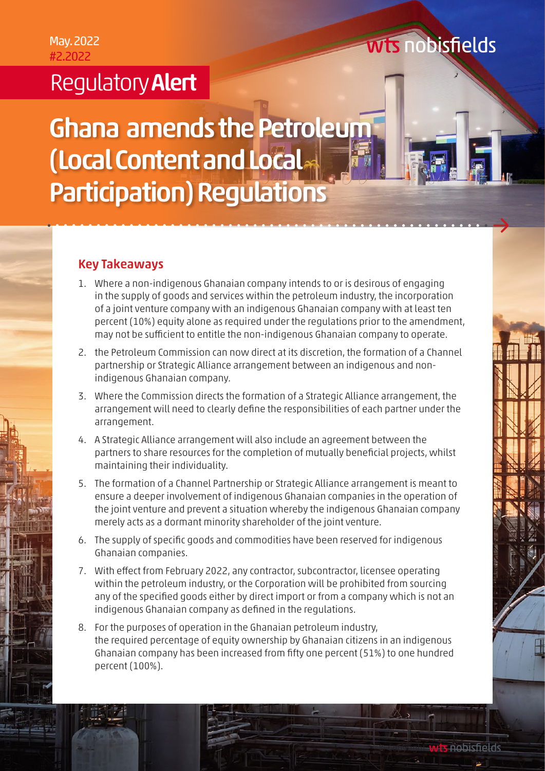May. 2022
#2.2022

wts nobisfields

Regulatory **Alert**

# Ghana amends the Petroleum (Local Content and Local Participation) Regulations

## Key Takeaways

1. Where a non-indigenous Ghanaian company intends to or is desirous of engaging in the supply of goods and services within the petroleum industry, the incorporation of a joint venture company with an indigenous Ghanaian company with at least ten percent (10%) equity alone as required under the regulations prior to the amendment, may not be sufficient to entitle the non-indigenous Ghanaian company to operate.
2. the Petroleum Commission can now direct at its discretion, the formation of a Channel partnership or Strategic Alliance arrangement between an indigenous and non-indigenous Ghanaian company.
3. Where the Commission directs the formation of a Strategic Alliance arrangement, the arrangement will need to clearly define the responsibilities of each partner under the arrangement.
4. A Strategic Alliance arrangement will also include an agreement between the partners to share resources for the completion of mutually beneficial projects, whilst maintaining their individuality.
5. The formation of a Channel Partnership or Strategic Alliance arrangement is meant to ensure a deeper involvement of indigenous Ghanaian companies in the operation of the joint venture and prevent a situation whereby the indigenous Ghanaian company merely acts as a dormant minority shareholder of the joint venture.
6. The supply of specific goods and commodities have been reserved for indigenous Ghanaian companies.
7. With effect from February 2022, any contractor, subcontractor, licensee operating within the petroleum industry, or the Corporation will be prohibited from sourcing any of the specified goods either by direct import or from a company which is not an indigenous Ghanaian company as defined in the regulations.
8. For the purposes of operation in the Ghanaian petroleum industry, the required percentage of equity ownership by Ghanaian citizens in an indigenous Ghanaian company has been increased from fifty one percent (51%) to one hundred percent (100%).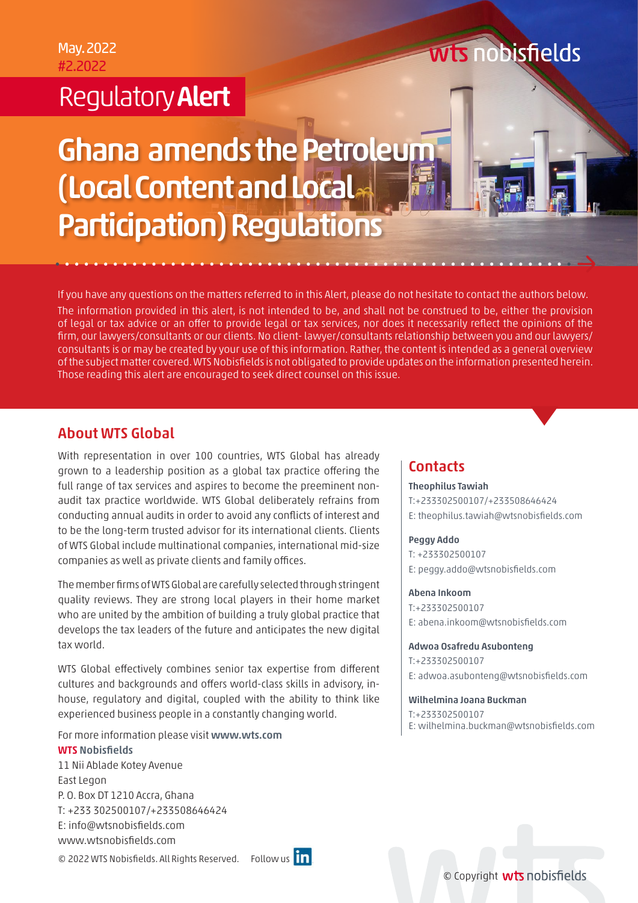May. 2022
#2.2022

wts nobisfields

Regulatory **Alert**

# Ghana amends the Petroleum (Local Content and Local Participation) Regulations

If you have any questions on the matters referred to in this Alert, please do not hesitate to contact the authors below.

The information provided in this alert, is not intended to be, and shall not be construed to be, either the provision of legal or tax advice or an offer to provide legal or tax services, nor does it necessarily reflect the opinions of the firm, our lawyers/consultants or our clients. No client- lawyer/consultants relationship between you and our lawyers/consultants is or may be created by your use of this information. Rather, the content is intended as a general overview of the subject matter covered. WTS Nobisfields is not obligated to provide updates on the information presented herein. Those reading this alert are encouraged to seek direct counsel on this issue.

## About WTS Global

With representation in over 100 countries, WTS Global has already grown to a leadership position as a global tax practice offering the full range of tax services and aspires to become the preeminent non-audit tax practice worldwide. WTS Global deliberately refrains from conducting annual audits in order to avoid any conflicts of interest and to be the long-term trusted advisor for its international clients. Clients of WTS Global include multinational companies, international mid-size companies as well as private clients and family offices.

The member firms of WTS Global are carefully selected through stringent quality reviews. They are strong local players in their home market who are united by the ambition of building a truly global practice that develops the tax leaders of the future and anticipates the new digital tax world.

WTS Global effectively combines senior tax expertise from different cultures and backgrounds and offers world-class skills in advisory, in-house, regulatory and digital, coupled with the ability to think like experienced business people in a constantly changing world.

For more information please visit **www.wts.com**

**WTS Nobisfields**
11 Nii Ablade Kotey Avenue
East Legon
P. O. Box DT 1210 Accra, Ghana
T: +233 302500107/+233508646424
E: info@wtsnobisfields.com
www.wtsnobisfields.com

© 2022 WTS Nobisfields. All Rights Reserved. Follow us

## Contacts

**Theophilus Tawiah**
T:+233302500107/+233508646424
E: theophilus.tawiah@wtsnobisfields.com

**Peggy Addo**
T: +233302500107
E: peggy.addo@wtsnobisfields.com

**Abena Inkoom**
T:+233302500107
E: abena.inkoom@wtsnobisfields.com

**Adwoa Osafredu Asubonteng**
T:+233302500107
E: adwoa.asubonteng@wtsnobisfields.com

**Wilhelmina Joana Buckman**
T:+233302500107
E: wilhelmina.buckman@wtsnobisfields.com

© Copyright wts nobisfields